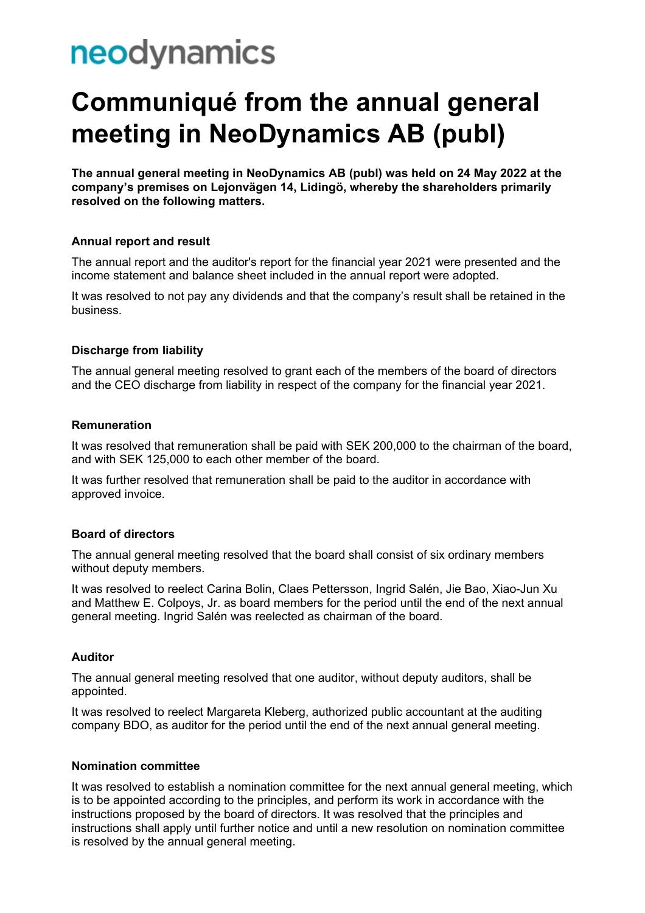neodynamics

# Communiqué from the annual general meeting in NeoDynamics AB (publ)

**The annual general meeting in NeoDynamics AB (publ) was held on 24 May 2022 at the company's premises on Lejonvägen 14, Lidingö, whereby the shareholders primarily resolved on the following matters.**

### Annual report and result

The annual report and the auditor's report for the financial year 2021 were presented and the income statement and balance sheet included in the annual report were adopted.

It was resolved to not pay any dividends and that the company's result shall be retained in the business.

### Discharge from liability

The annual general meeting resolved to grant each of the members of the board of directors and the CEO discharge from liability in respect of the company for the financial year 2021.

### Remuneration

It was resolved that remuneration shall be paid with SEK 200,000 to the chairman of the board, and with SEK 125,000 to each other member of the board.

It was further resolved that remuneration shall be paid to the auditor in accordance with approved invoice.

### Board of directors

The annual general meeting resolved that the board shall consist of six ordinary members without deputy members.

It was resolved to reelect Carina Bolin, Claes Pettersson, Ingrid Salén, Jie Bao, Xiao-Jun Xu and Matthew E. Colpoys, Jr. as board members for the period until the end of the next annual general meeting. Ingrid Salén was reelected as chairman of the board.

### Auditor

The annual general meeting resolved that one auditor, without deputy auditors, shall be appointed.

It was resolved to reelect Margareta Kleberg, authorized public accountant at the auditing company BDO, as auditor for the period until the end of the next annual general meeting.

### Nomination committee

It was resolved to establish a nomination committee for the next annual general meeting, which is to be appointed according to the principles, and perform its work in accordance with the instructions proposed by the board of directors. It was resolved that the principles and instructions shall apply until further notice and until a new resolution on nomination committee is resolved by the annual general meeting.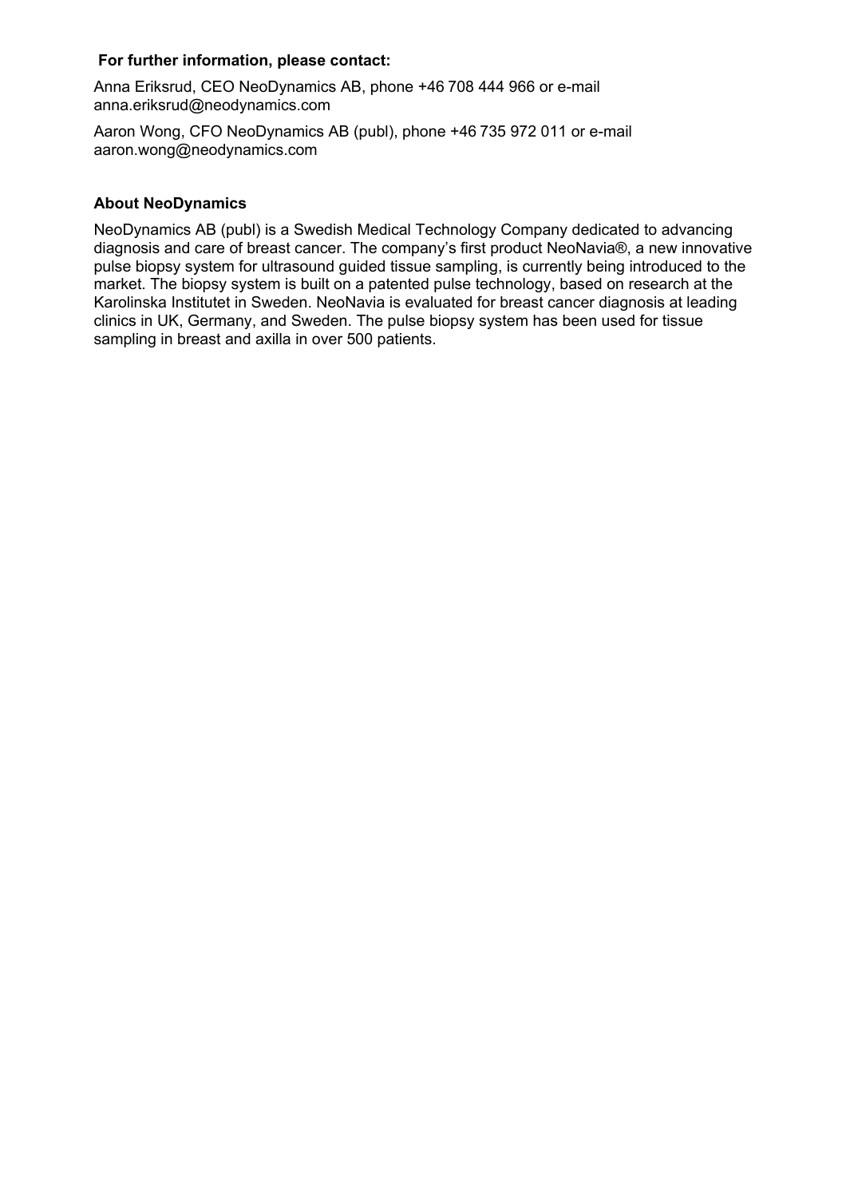**For further information, please contact:**

Anna Eriksrud, CEO NeoDynamics AB, phone +46 708 444 966 or e-mail anna.eriksrud@neodynamics.com

Aaron Wong, CFO NeoDynamics AB (publ), phone +46 735 972 011 or e-mail aaron.wong@neodynamics.com

**About NeoDynamics**

NeoDynamics AB (publ) is a Swedish Medical Technology Company dedicated to advancing diagnosis and care of breast cancer. The company's first product NeoNavia®, a new innovative pulse biopsy system for ultrasound guided tissue sampling, is currently being introduced to the market. The biopsy system is built on a patented pulse technology, based on research at the Karolinska Institutet in Sweden. NeoNavia is evaluated for breast cancer diagnosis at leading clinics in UK, Germany, and Sweden. The pulse biopsy system has been used for tissue sampling in breast and axilla in over 500 patients.